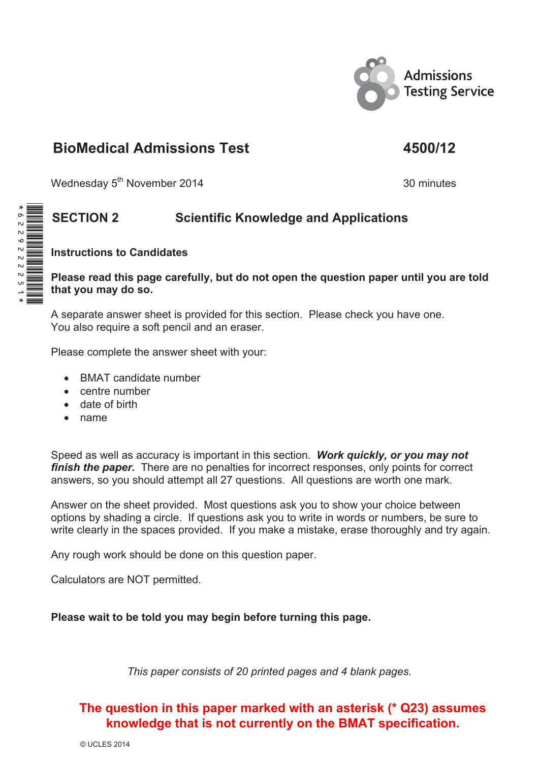Admissions Testing Service

# BioMedical Admissions Test

**4500/12**

Wednesday 5th November 2014

30 minutes

## SECTION 2 Scientific Knowledge and Applications

**Instructions to Candidates**

**Please read this page carefully, but do not open the question paper until you are told that you may do so.**

A separate answer sheet is provided for this section. Please check you have one.
You also require a soft pencil and an eraser.

Please complete the answer sheet with your:

- BMAT candidate number
- centre number
- date of birth
- name

Speed as well as accuracy is important in this section. ***Work quickly, or you may not finish the paper.*** There are no penalties for incorrect responses, only points for correct answers, so you should attempt all 27 questions. All questions are worth one mark.

Answer on the sheet provided. Most questions ask you to show your choice between options by shading a circle. If questions ask you to write in words or numbers, be sure to write clearly in the spaces provided. If you make a mistake, erase thoroughly and try again.

Any rough work should be done on this question paper.

Calculators are NOT permitted.

**Please wait to be told you may begin before turning this page.**

*This paper consists of 20 printed pages and 4 blank pages.*

**The question in this paper marked with an asterisk (* Q23) assumes knowledge that is not currently on the BMAT specification.**

© UCLES 2014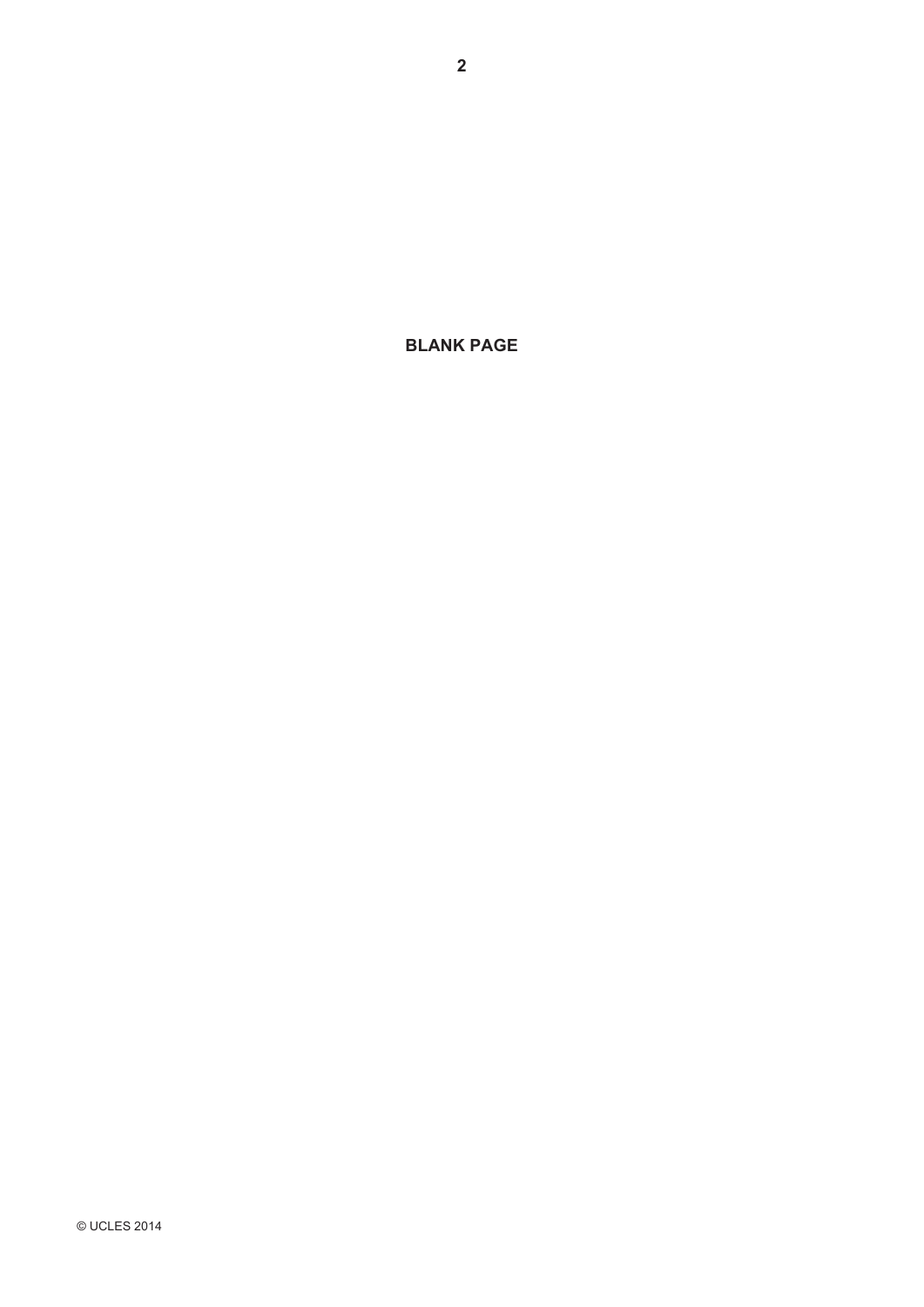**BLANK PAGE**

© UCLES 2014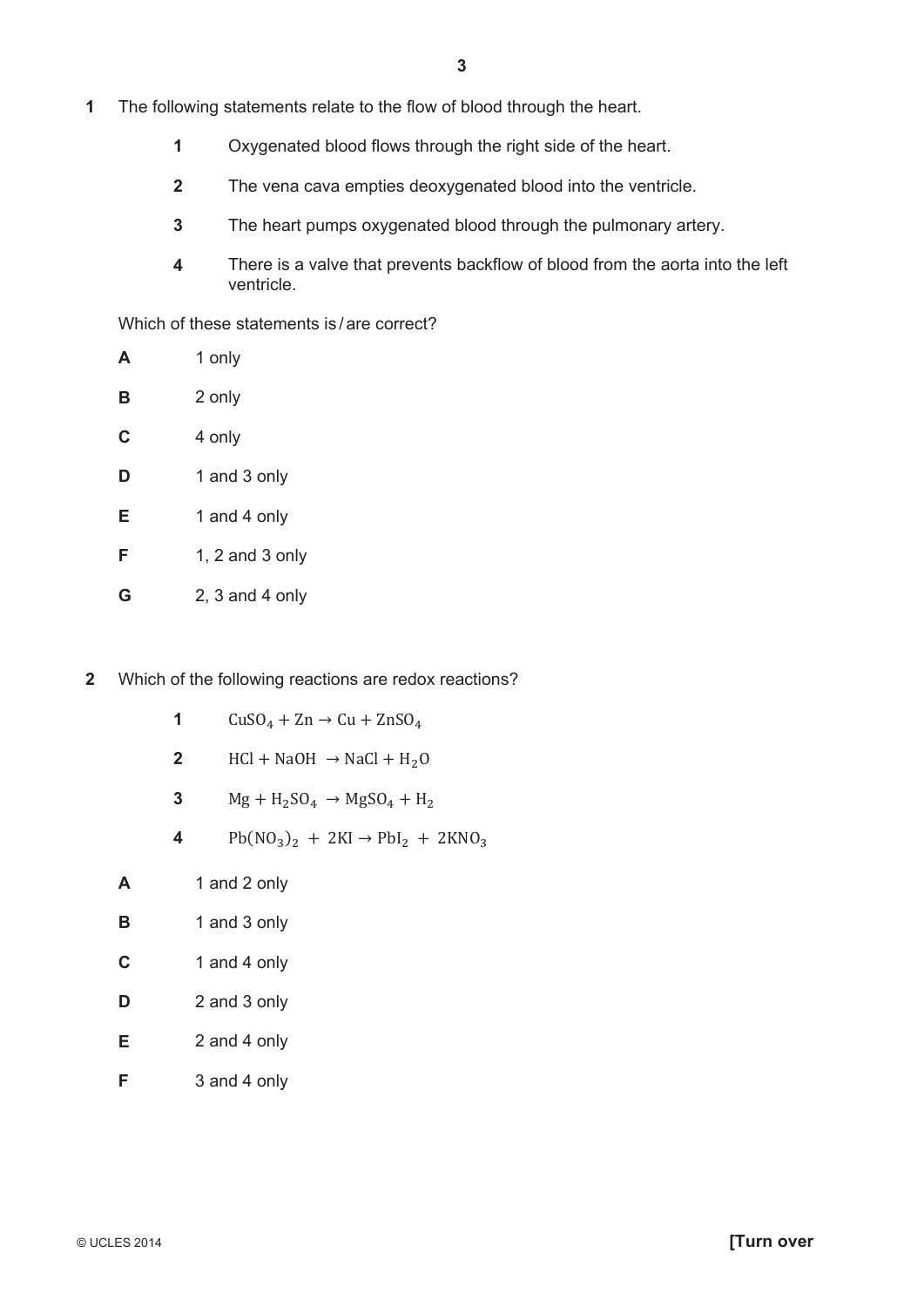**1** The following statements relate to the flow of blood through the heart.

**1** Oxygenated blood flows through the right side of the heart.

**2** The vena cava empties deoxygenated blood into the ventricle.

**3** The heart pumps oxygenated blood through the pulmonary artery.

**4** There is a valve that prevents backflow of blood from the aorta into the left ventricle.

Which of these statements is / are correct?

**A** 1 only

**B** 2 only

**C** 4 only

**D** 1 and 3 only

**E** 1 and 4 only

**F** 1, 2 and 3 only

**G** 2, 3 and 4 only

**2** Which of the following reactions are redox reactions?

**1** $CuSO_4 + Zn \rightarrow Cu + ZnSO_4$

**2** $HCl + NaOH \rightarrow NaCl + H_2O$

**3** $Mg + H_2SO_4 \rightarrow MgSO_4 + H_2$

**4** $Pb(NO_3)_2 + 2KI \rightarrow PbI_2 + 2KNO_3$

**A** 1 and 2 only

**B** 1 and 3 only

**C** 1 and 4 only

**D** 2 and 3 only

**E** 2 and 4 only

**F** 3 and 4 only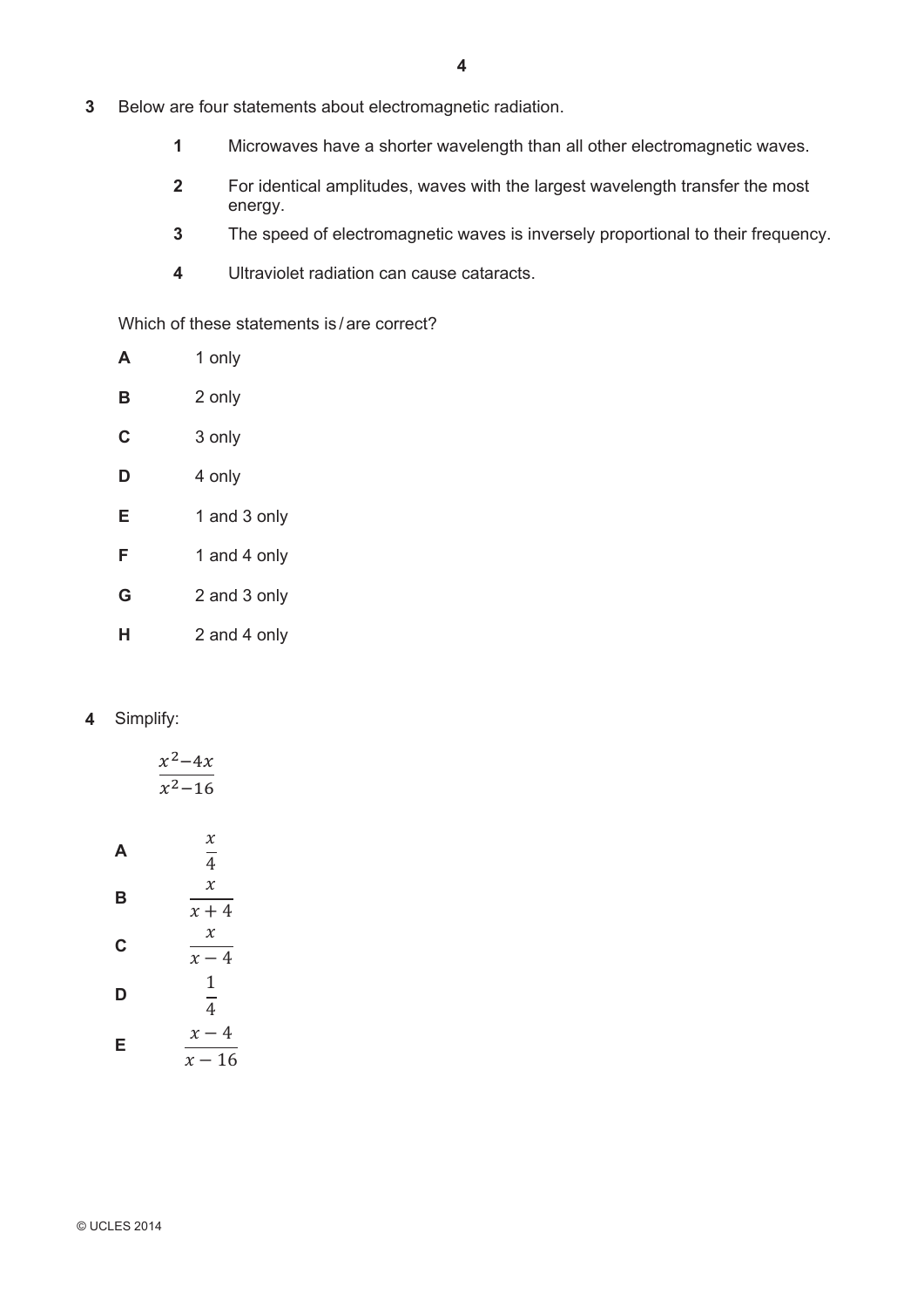**3** Below are four statements about electromagnetic radiation.

**1** Microwaves have a shorter wavelength than all other electromagnetic waves.

**2** For identical amplitudes, waves with the largest wavelength transfer the most energy.

**3** The speed of electromagnetic waves is inversely proportional to their frequency.

**4** Ultraviolet radiation can cause cataracts.

Which of these statements is / are correct?

**A** 1 only

**B** 2 only

**C** 3 only

**D** 4 only

**E** 1 and 3 only

**F** 1 and 4 only

**G** 2 and 3 only

**H** 2 and 4 only

**4** Simplify:

$$\frac{x^2-4x}{x^2-16}$$

**A** $\frac{x}{4}$

**B** $\frac{x}{x+4}$

**C** $\frac{x}{x-4}$

**D** $\frac{1}{4}$

**E** $\frac{x-4}{x-16}$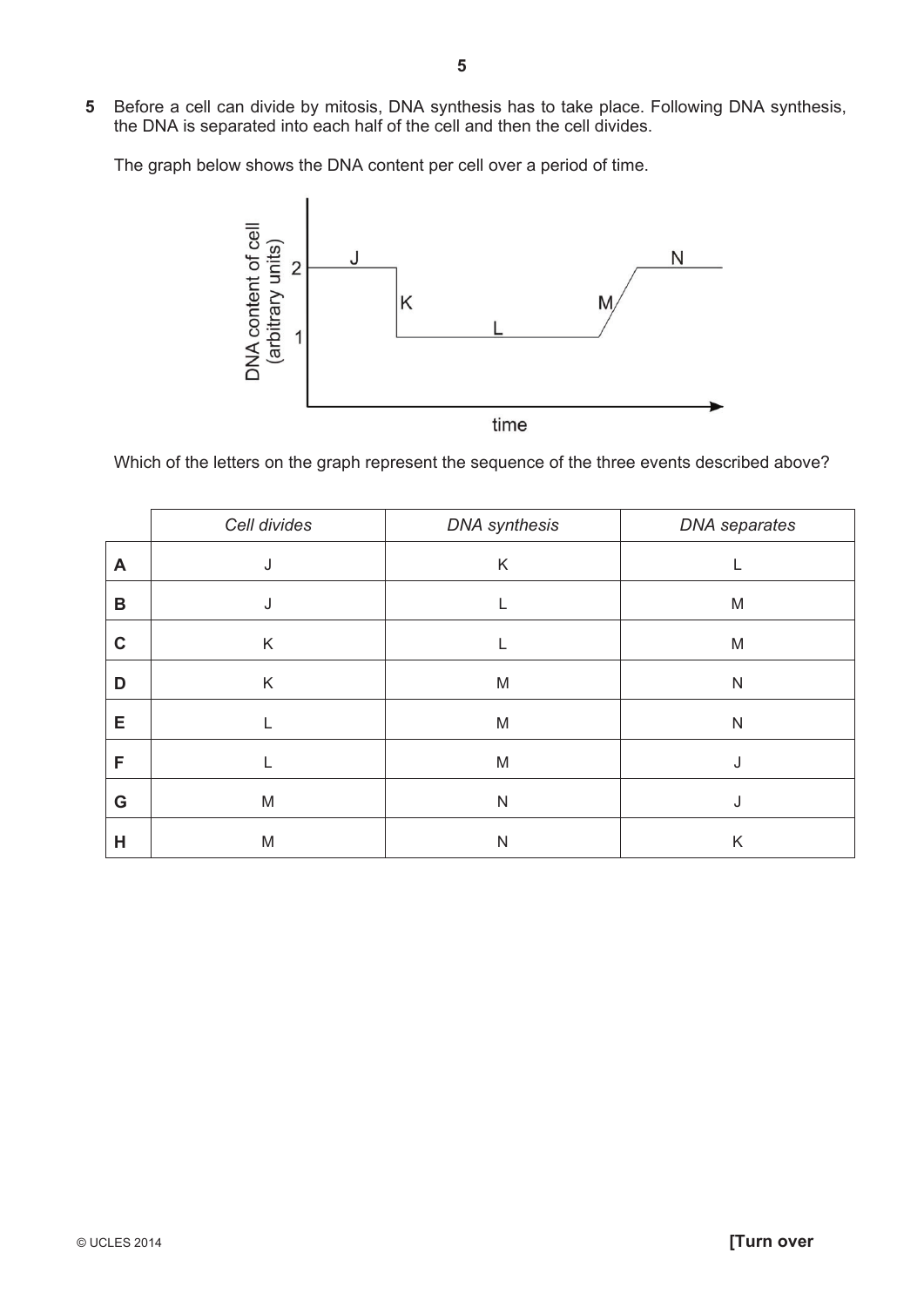**5** Before a cell can divide by mitosis, DNA synthesis has to take place. Following DNA synthesis, the DNA is separated into each half of the cell and then the cell divides.

The graph below shows the DNA content per cell over a period of time.

Which of the letters on the graph represent the sequence of the three events described above?

| | *Cell divides* | *DNA synthesis* | *DNA separates* |
|---|---|---|---|
| **A** | J | K | L |
| **B** | J | L | M |
| **C** | K | L | M |
| **D** | K | M | N |
| **E** | L | M | N |
| **F** | L | M | J |
| **G** | M | N | J |
| **H** | M | N | K |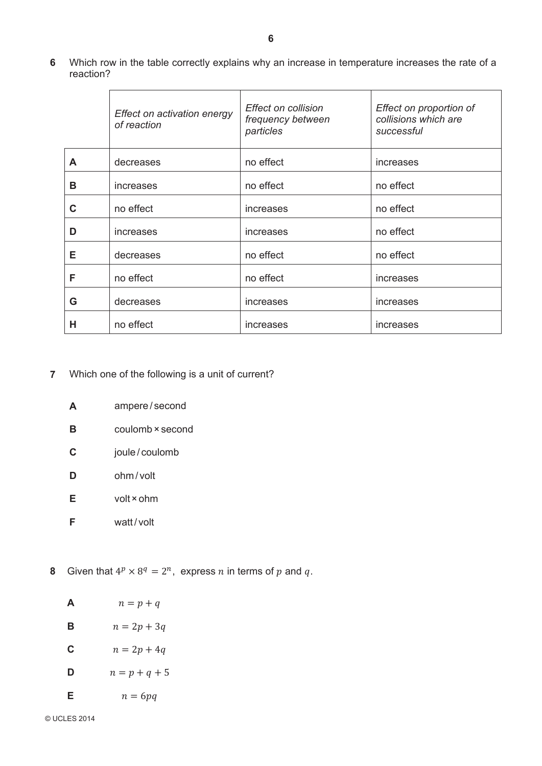**6** Which row in the table correctly explains why an increase in temperature increases the rate of a reaction?

| | *Effect on activation energy of reaction* | *Effect on collision frequency between particles* | *Effect on proportion of collisions which are successful* |
|---|---|---|---|
| **A** | decreases | no effect | increases |
| **B** | increases | no effect | no effect |
| **C** | no effect | increases | no effect |
| **D** | increases | increases | no effect |
| **E** | decreases | no effect | no effect |
| **F** | no effect | no effect | increases |
| **G** | decreases | increases | increases |
| **H** | no effect | increases | increases |

**7** Which one of the following is a unit of current?

**A** ampere / second

**B** coulomb × second

**C** joule / coulomb

**D** ohm / volt

**E** volt × ohm

**F** watt / volt

**8** Given that $4^p \times 8^q = 2^n$, express $n$ in terms of $p$ and $q$.

**A** $n = p + q$

**B** $n = 2p + 3q$

**C** $n = 2p + 4q$

**D** $n = p + q + 5$

**E** $n = 6pq$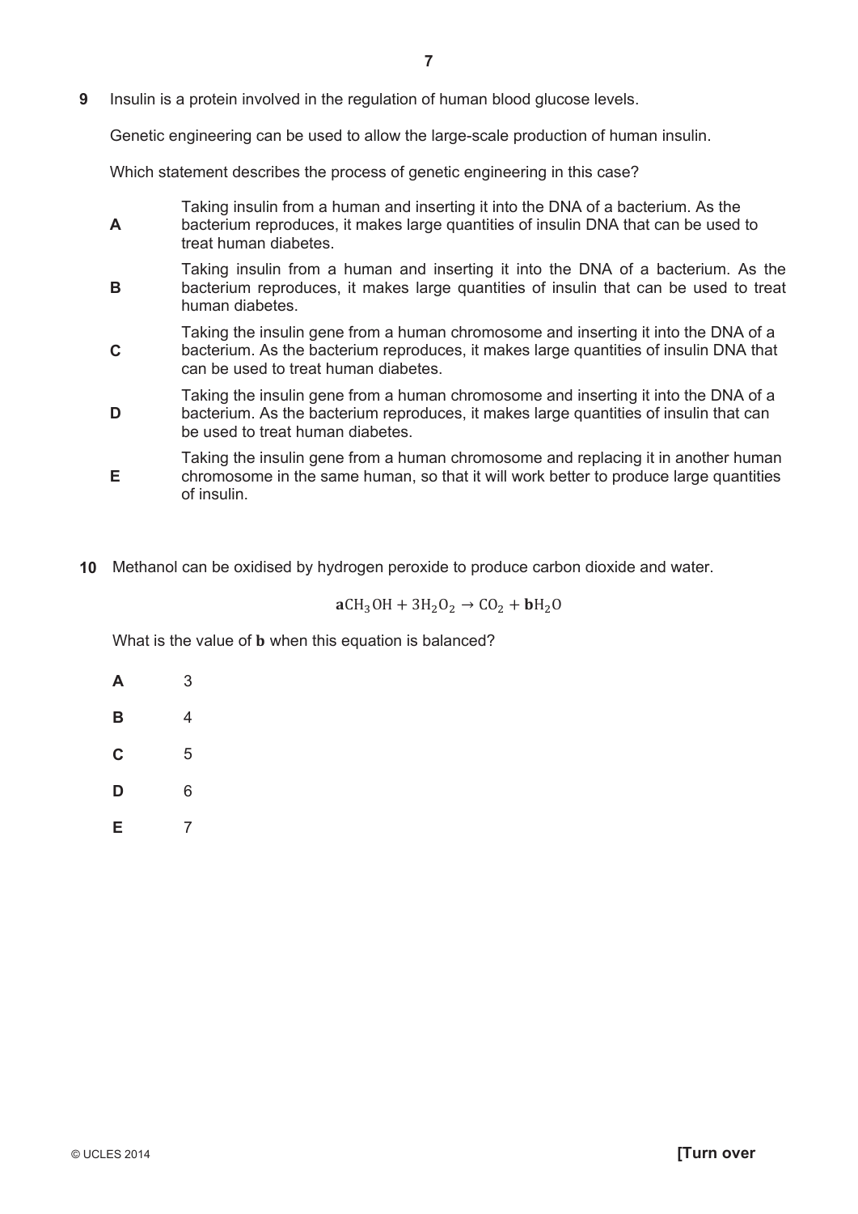**9** Insulin is a protein involved in the regulation of human blood glucose levels.

Genetic engineering can be used to allow the large-scale production of human insulin.

Which statement describes the process of genetic engineering in this case?

**A** Taking insulin from a human and inserting it into the DNA of a bacterium. As the bacterium reproduces, it makes large quantities of insulin DNA that can be used to treat human diabetes.

**B** Taking insulin from a human and inserting it into the DNA of a bacterium. As the bacterium reproduces, it makes large quantities of insulin that can be used to treat human diabetes.

**C** Taking the insulin gene from a human chromosome and inserting it into the DNA of a bacterium. As the bacterium reproduces, it makes large quantities of insulin DNA that can be used to treat human diabetes.

**D** Taking the insulin gene from a human chromosome and inserting it into the DNA of a bacterium. As the bacterium reproduces, it makes large quantities of insulin that can be used to treat human diabetes.

**E** Taking the insulin gene from a human chromosome and replacing it in another human chromosome in the same human, so that it will work better to produce large quantities of insulin.

**10** Methanol can be oxidised by hydrogen peroxide to produce carbon dioxide and water.

$$\mathbf{a}CH_3OH + 3H_2O_2 \rightarrow CO_2 + \mathbf{b}H_2O$$

What is the value of $\mathbf{b}$ when this equation is balanced?

**A** 3

**B** 4

**C** 5

**D** 6

**E** 7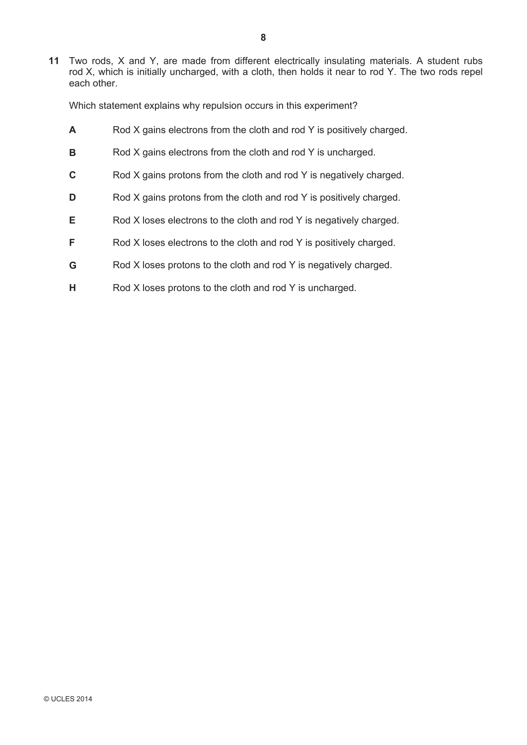**11** Two rods, X and Y, are made from different electrically insulating materials. A student rubs rod X, which is initially uncharged, with a cloth, then holds it near to rod Y. The two rods repel each other.

Which statement explains why repulsion occurs in this experiment?

**A** Rod X gains electrons from the cloth and rod Y is positively charged.

**B** Rod X gains electrons from the cloth and rod Y is uncharged.

**C** Rod X gains protons from the cloth and rod Y is negatively charged.

**D** Rod X gains protons from the cloth and rod Y is positively charged.

**E** Rod X loses electrons to the cloth and rod Y is negatively charged.

**F** Rod X loses electrons to the cloth and rod Y is positively charged.

**G** Rod X loses protons to the cloth and rod Y is negatively charged.

**H** Rod X loses protons to the cloth and rod Y is uncharged.

© UCLES 2014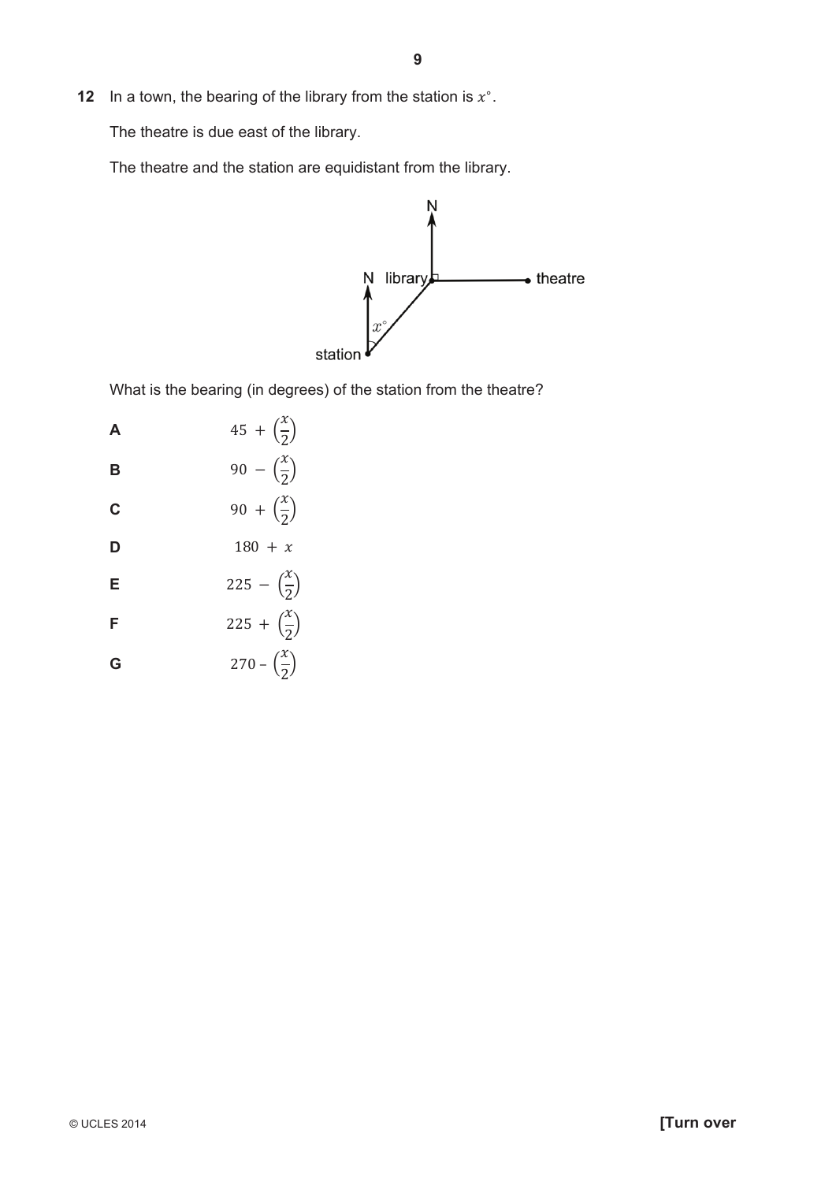**12** In a town, the bearing of the library from the station is $x°$.

The theatre is due east of the library.

The theatre and the station are equidistant from the library.

What is the bearing (in degrees) of the station from the theatre?

**A** $45 + \left(\frac{x}{2}\right)$

**B** $90 - \left(\frac{x}{2}\right)$

**C** $90 + \left(\frac{x}{2}\right)$

**D** $180 + x$

**E** $225 - \left(\frac{x}{2}\right)$

**F** $225 + \left(\frac{x}{2}\right)$

**G** $270 - \left(\frac{x}{2}\right)$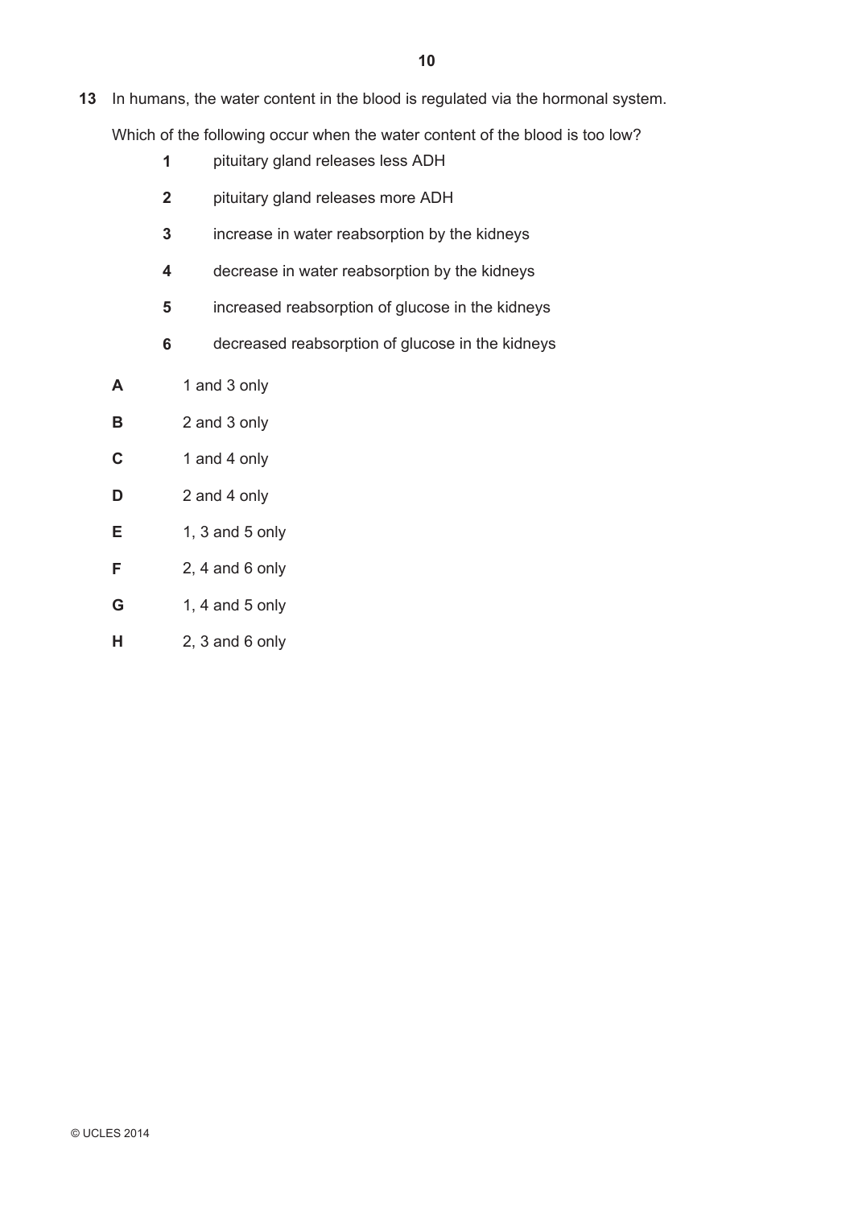**13** In humans, the water content in the blood is regulated via the hormonal system.

Which of the following occur when the water content of the blood is too low?

**1** pituitary gland releases less ADH

**2** pituitary gland releases more ADH

**3** increase in water reabsorption by the kidneys

**4** decrease in water reabsorption by the kidneys

**5** increased reabsorption of glucose in the kidneys

**6** decreased reabsorption of glucose in the kidneys

**A** 1 and 3 only

**B** 2 and 3 only

**C** 1 and 4 only

**D** 2 and 4 only

**E** 1, 3 and 5 only

**F** 2, 4 and 6 only

**G** 1, 4 and 5 only

**H** 2, 3 and 6 only

© UCLES 2014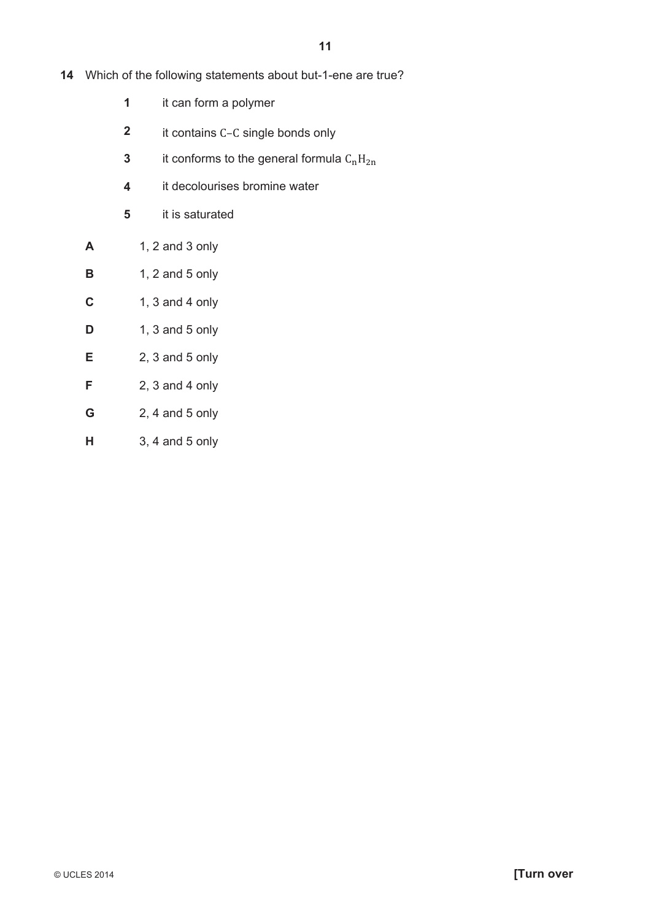**14** Which of the following statements about but-1-ene are true?

**1** it can form a polymer

**2** it contains $C–C$ single bonds only

**3** it conforms to the general formula $C_nH_{2n}$

**4** it decolourises bromine water

**5** it is saturated

**A** 1, 2 and 3 only

**B** 1, 2 and 5 only

**C** 1, 3 and 4 only

**D** 1, 3 and 5 only

**E** 2, 3 and 5 only

**F** 2, 3 and 4 only

**G** 2, 4 and 5 only

**H** 3, 4 and 5 only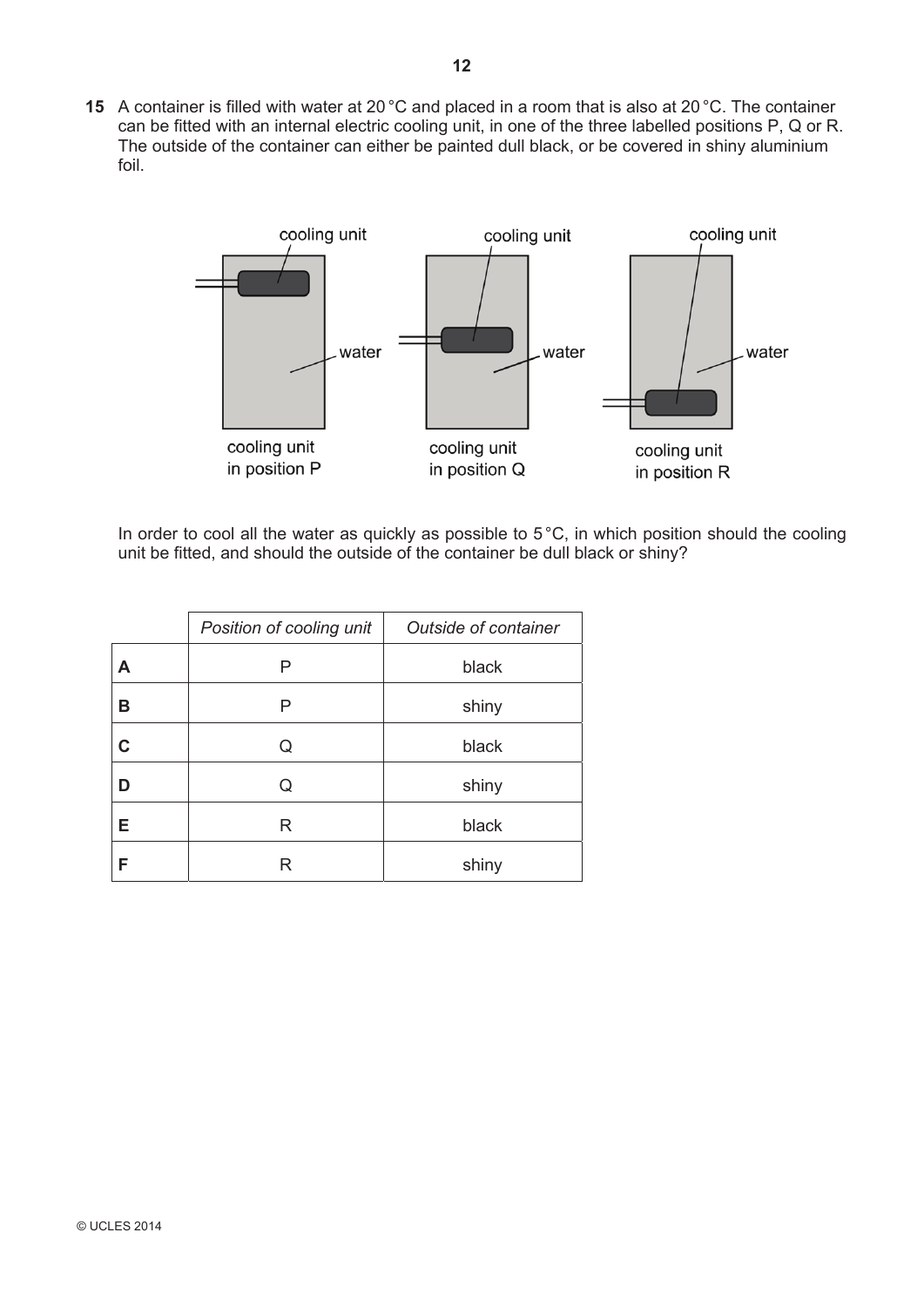**15** A container is filled with water at 20 °C and placed in a room that is also at 20 °C. The container can be fitted with an internal electric cooling unit, in one of the three labelled positions P, Q or R. The outside of the container can either be painted dull black, or be covered in shiny aluminium foil.

cooling unit in position P

cooling unit in position Q

cooling unit in position R

In order to cool all the water as quickly as possible to 5 °C, in which position should the cooling unit be fitted, and should the outside of the container be dull black or shiny?

| | *Position of cooling unit* | *Outside of container* |
|---|---|---|
| **A** | P | black |
| **B** | P | shiny |
| **C** | Q | black |
| **D** | Q | shiny |
| **E** | R | black |
| **F** | R | shiny |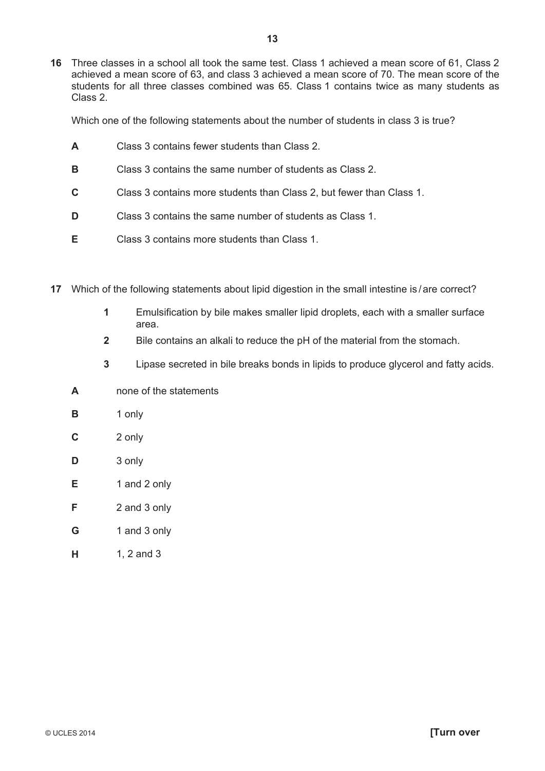**16** Three classes in a school all took the same test. Class 1 achieved a mean score of 61, Class 2 achieved a mean score of 63, and class 3 achieved a mean score of 70. The mean score of the students for all three classes combined was 65. Class 1 contains twice as many students as Class 2.

Which one of the following statements about the number of students in class 3 is true?

**A** Class 3 contains fewer students than Class 2.

**B** Class 3 contains the same number of students as Class 2.

**C** Class 3 contains more students than Class 2, but fewer than Class 1.

**D** Class 3 contains the same number of students as Class 1.

**E** Class 3 contains more students than Class 1.

**17** Which of the following statements about lipid digestion in the small intestine is / are correct?

**1** Emulsification by bile makes smaller lipid droplets, each with a smaller surface area.

**2** Bile contains an alkali to reduce the pH of the material from the stomach.

**3** Lipase secreted in bile breaks bonds in lipids to produce glycerol and fatty acids.

**A** none of the statements

**B** 1 only

**C** 2 only

**D** 3 only

**E** 1 and 2 only

**F** 2 and 3 only

**G** 1 and 3 only

**H** 1, 2 and 3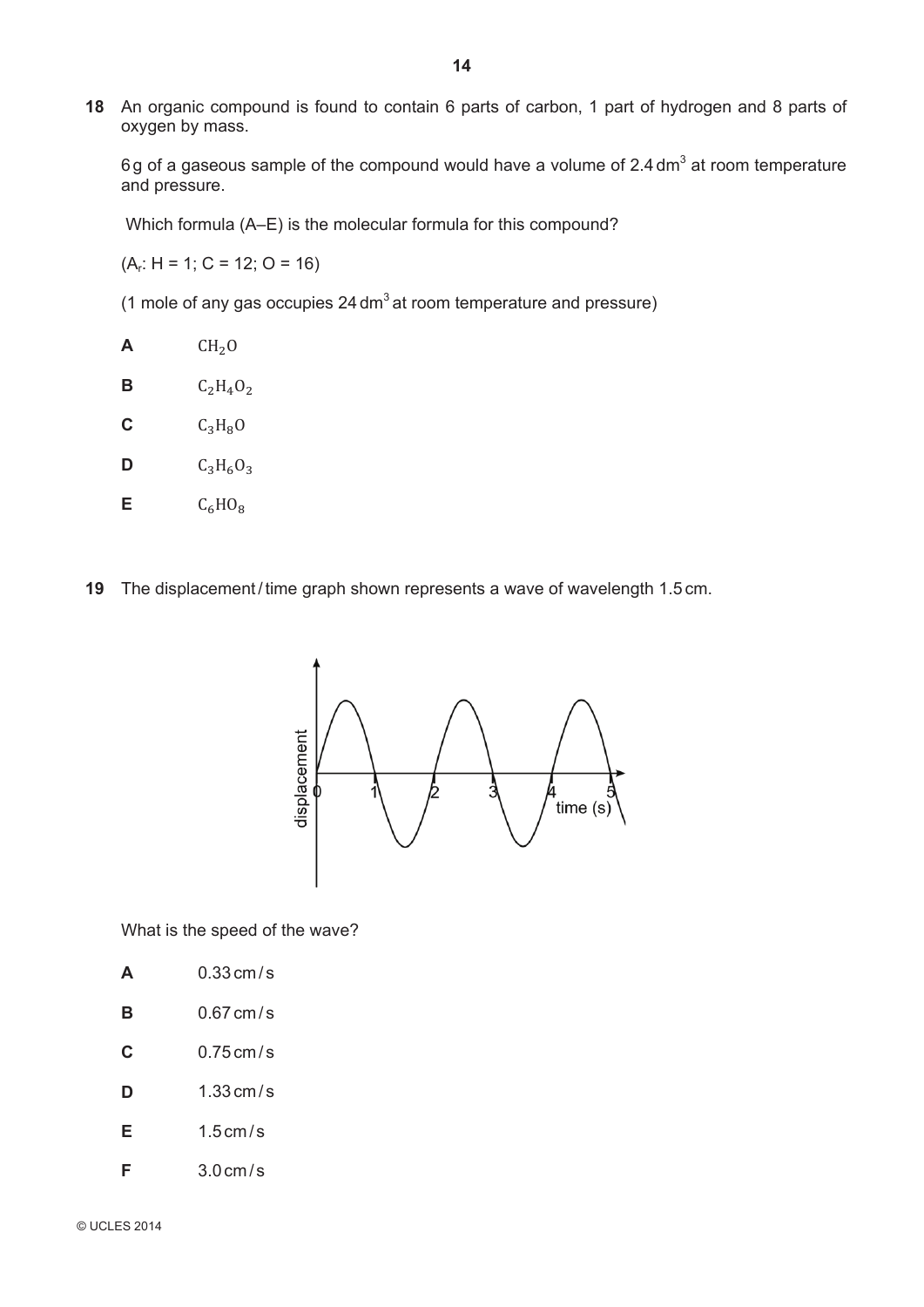**18** An organic compound is found to contain 6 parts of carbon, 1 part of hydrogen and 8 parts of oxygen by mass.

6 g of a gaseous sample of the compound would have a volume of 2.4 $dm^3$ at room temperature and pressure.

Which formula (A–E) is the molecular formula for this compound?

($A_r$: H = 1; C = 12; O = 16)

(1 mole of any gas occupies 24 $dm^3$ at room temperature and pressure)

**A** $CH_2O$

**B** $C_2H_4O_2$

**C** $C_3H_8O$

**D** $C_3H_6O_3$

**E** $C_6HO_8$

**19** The displacement / time graph shown represents a wave of wavelength 1.5 cm.

What is the speed of the wave?

**A** 0.33 cm / s

**B** 0.67 cm / s

**C** 0.75 cm / s

**D** 1.33 cm / s

**E** 1.5 cm / s

**F** 3.0 cm / s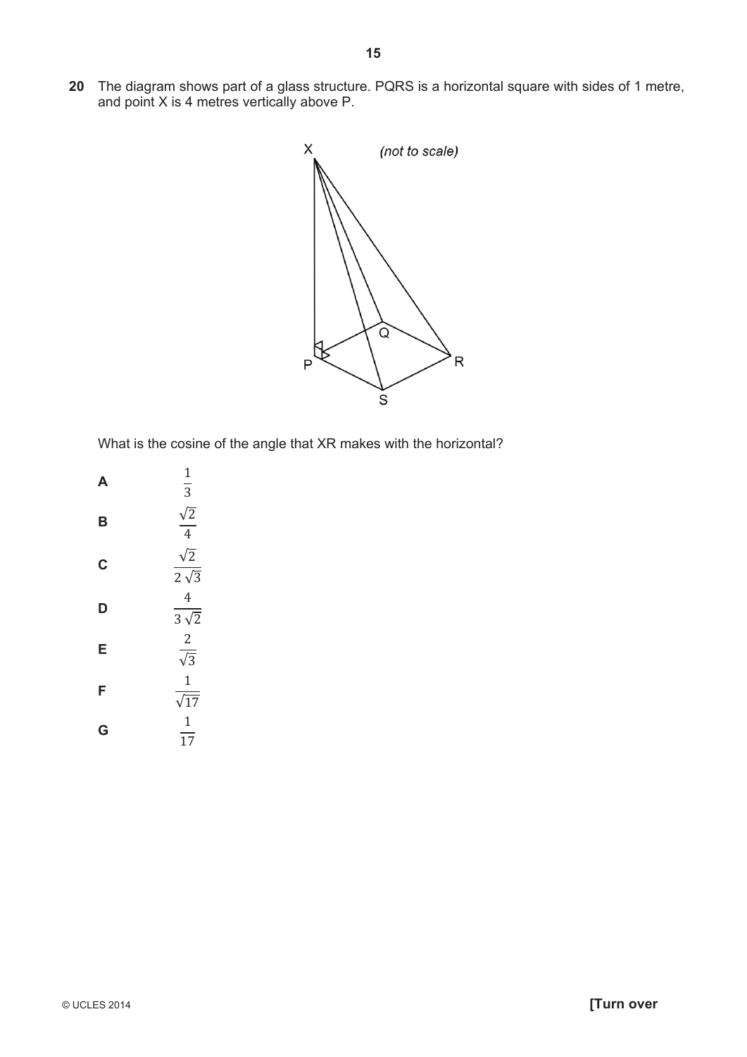**20** The diagram shows part of a glass structure. PQRS is a horizontal square with sides of 1 metre, and point X is 4 metres vertically above P.

What is the cosine of the angle that XR makes with the horizontal?

**A** $\frac{1}{3}$

**B** $\frac{\sqrt{2}}{4}$

**C** $\frac{\sqrt{2}}{2\sqrt{3}}$

**D** $\frac{4}{3\sqrt{2}}$

**E** $\frac{2}{\sqrt{3}}$

**F** $\frac{1}{\sqrt{17}}$

**G** $\frac{1}{17}$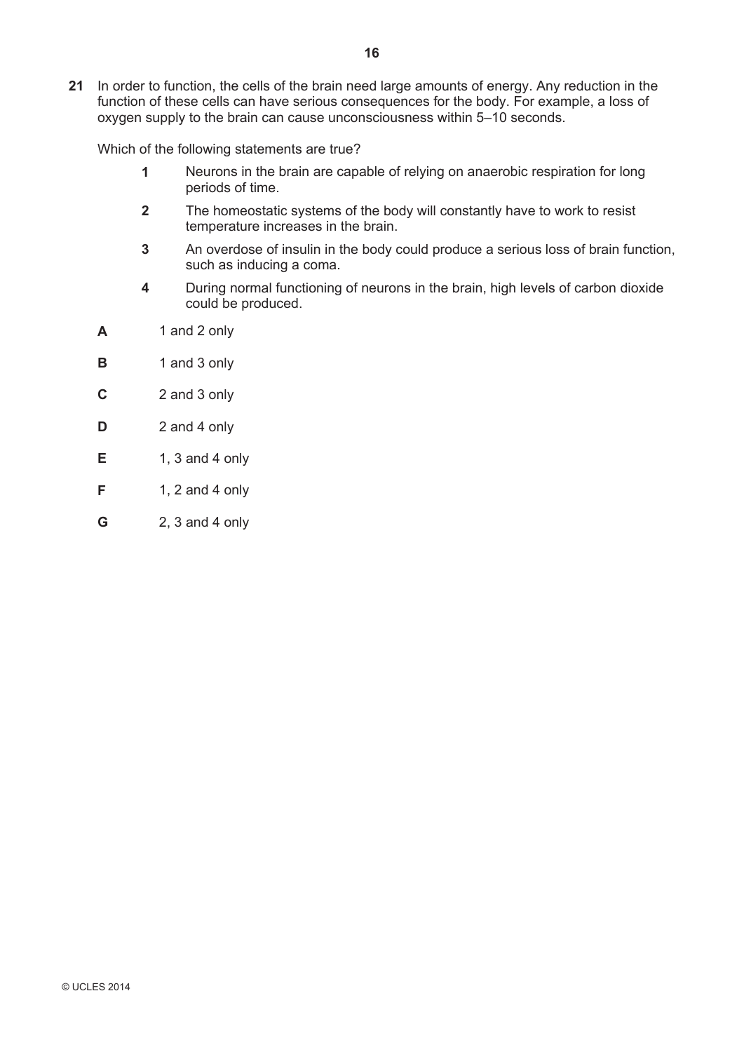**21** In order to function, the cells of the brain need large amounts of energy. Any reduction in the function of these cells can have serious consequences for the body. For example, a loss of oxygen supply to the brain can cause unconsciousness within 5–10 seconds.

Which of the following statements are true?

**1** Neurons in the brain are capable of relying on anaerobic respiration for long periods of time.

**2** The homeostatic systems of the body will constantly have to work to resist temperature increases in the brain.

**3** An overdose of insulin in the body could produce a serious loss of brain function, such as inducing a coma.

**4** During normal functioning of neurons in the brain, high levels of carbon dioxide could be produced.

**A** 1 and 2 only

**B** 1 and 3 only

**C** 2 and 3 only

**D** 2 and 4 only

**E** 1, 3 and 4 only

**F** 1, 2 and 4 only

**G** 2, 3 and 4 only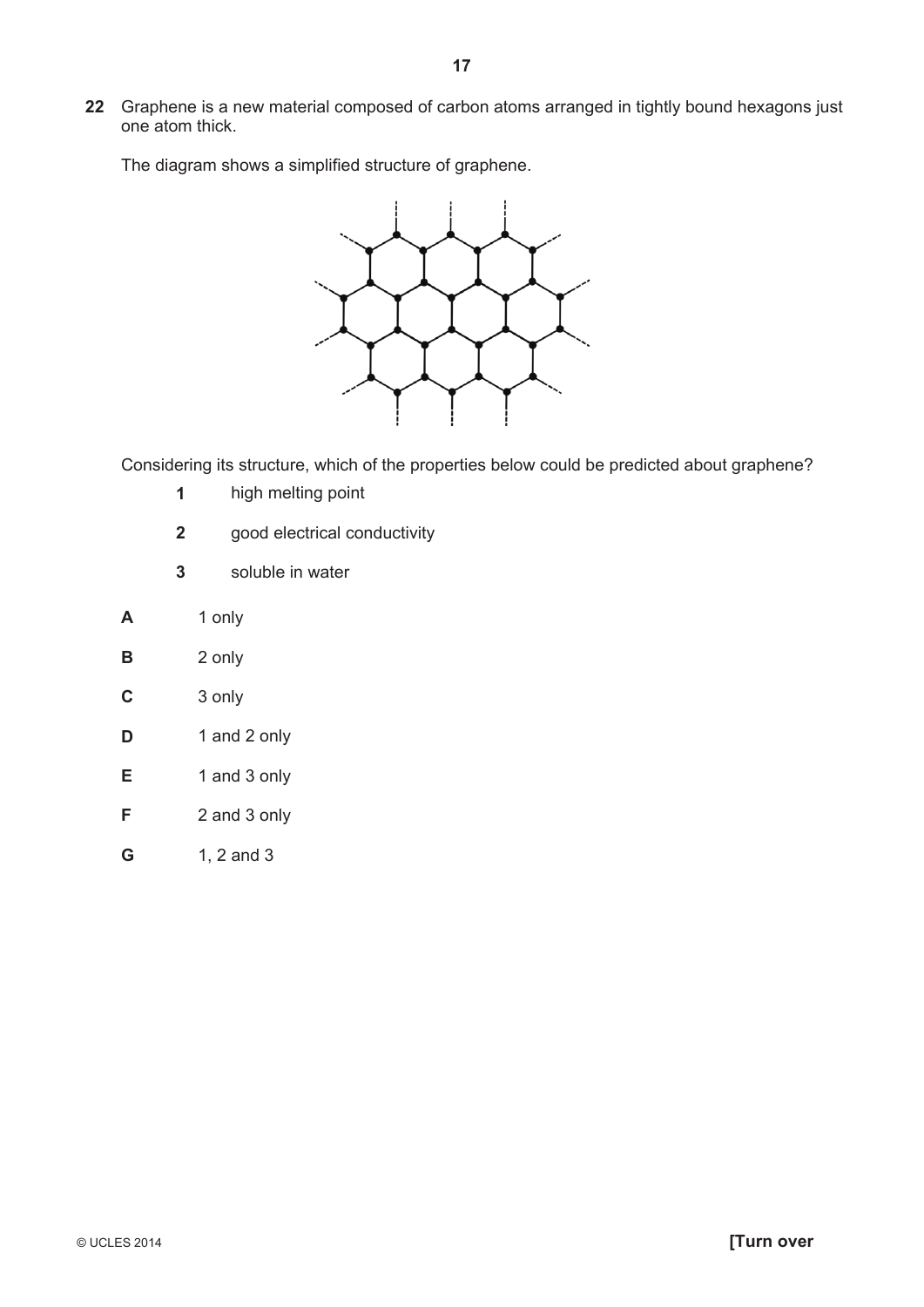**22** Graphene is a new material composed of carbon atoms arranged in tightly bound hexagons just one atom thick.

The diagram shows a simplified structure of graphene.

Considering its structure, which of the properties below could be predicted about graphene?

**1** high melting point

**2** good electrical conductivity

**3** soluble in water

**A** 1 only

**B** 2 only

**C** 3 only

**D** 1 and 2 only

**E** 1 and 3 only

**F** 2 and 3 only

**G** 1, 2 and 3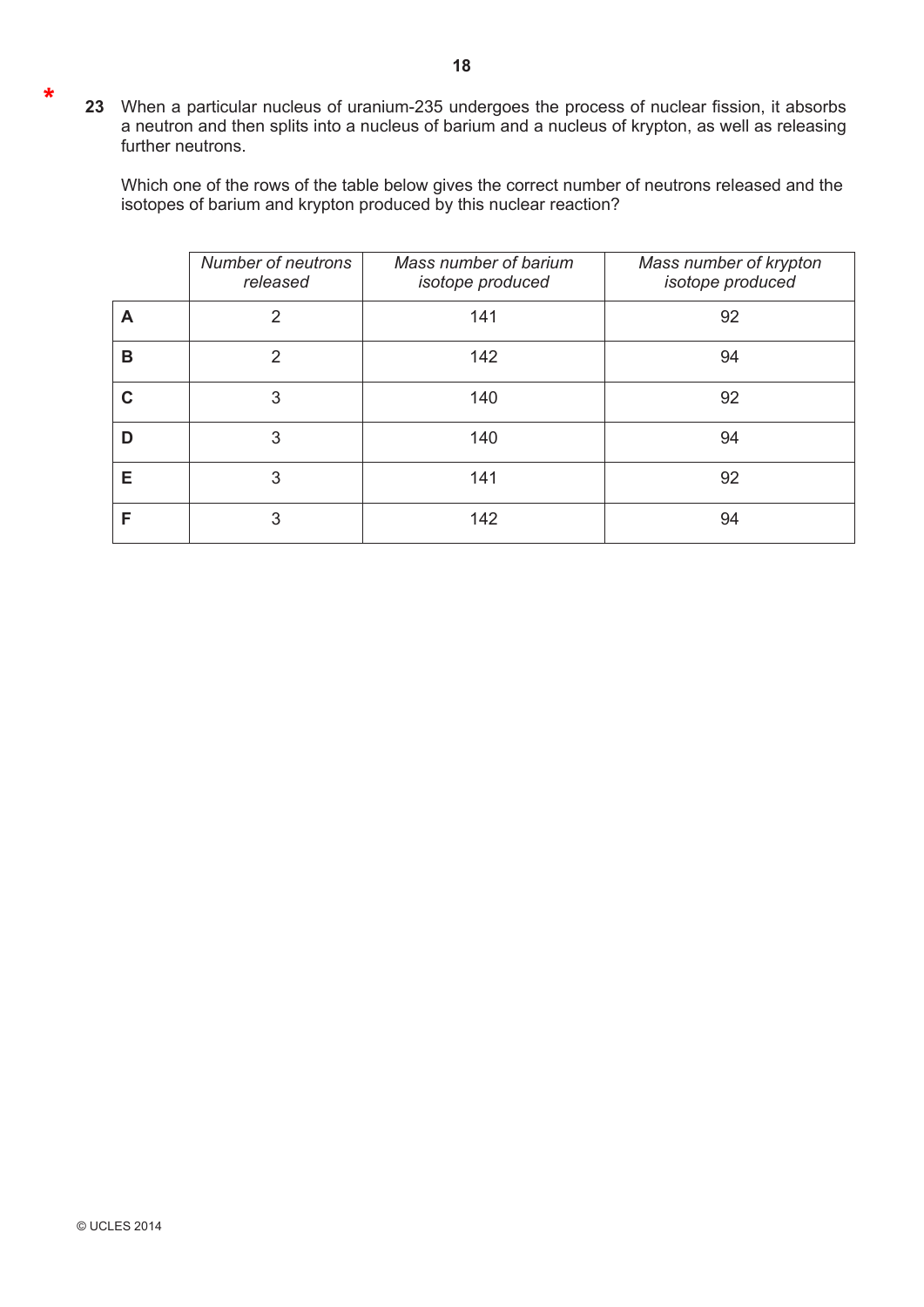*

**23** When a particular nucleus of uranium-235 undergoes the process of nuclear fission, it absorbs a neutron and then splits into a nucleus of barium and a nucleus of krypton, as well as releasing further neutrons.

Which one of the rows of the table below gives the correct number of neutrons released and the isotopes of barium and krypton produced by this nuclear reaction?

| | *Number of neutrons released* | *Mass number of barium isotope produced* | *Mass number of krypton isotope produced* |
|---|---|---|---|
| **A** | 2 | 141 | 92 |
| **B** | 2 | 142 | 94 |
| **C** | 3 | 140 | 92 |
| **D** | 3 | 140 | 94 |
| **E** | 3 | 141 | 92 |
| **F** | 3 | 142 | 94 |

© UCLES 2014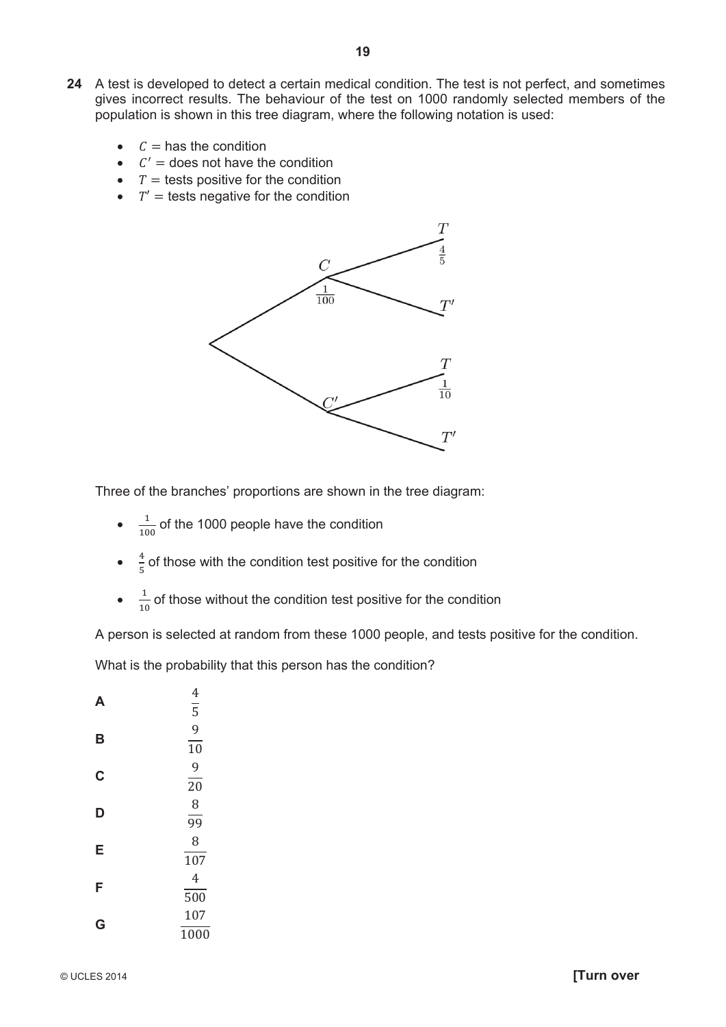**24** A test is developed to detect a certain medical condition. The test is not perfect, and sometimes gives incorrect results. The behaviour of the test on 1000 randomly selected members of the population is shown in this tree diagram, where the following notation is used:

- $C$ = has the condition
- $C'$ = does not have the condition
- $T$ = tests positive for the condition
- $T'$ = tests negative for the condition

Three of the branches' proportions are shown in the tree diagram:

- $\frac{1}{100}$ of the 1000 people have the condition
- $\frac{4}{5}$ of those with the condition test positive for the condition
- $\frac{1}{10}$ of those without the condition test positive for the condition

A person is selected at random from these 1000 people, and tests positive for the condition.

What is the probability that this person has the condition?

**A** $\frac{4}{5}$

**B** $\frac{9}{10}$

**C** $\frac{9}{20}$

**D** $\frac{8}{99}$

**E** $\frac{8}{107}$

**F** $\frac{4}{500}$

**G** $\frac{107}{1000}$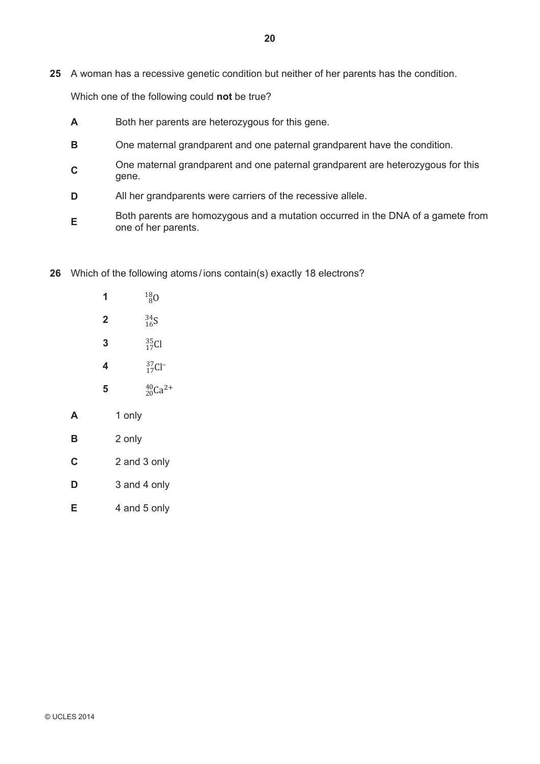**25** A woman has a recessive genetic condition but neither of her parents has the condition.

Which one of the following could **not** be true?

- **A** Both her parents are heterozygous for this gene.
- **B** One maternal grandparent and one paternal grandparent have the condition.
- **C** One maternal grandparent and one paternal grandparent are heterozygous for this gene.
- **D** All her grandparents were carriers of the recessive allele.
- **E** Both parents are homozygous and a mutation occurred in the DNA of a gamete from one of her parents.

**26** Which of the following atoms / ions contain(s) exactly 18 electrons?

- **1** $^{18}_{8}\mathrm{O}$
- **2** $^{34}_{16}\mathrm{S}$
- **3** $^{35}_{17}\mathrm{Cl}$
- **4** $^{37}_{17}\mathrm{Cl}^{-}$
- **5** $^{40}_{20}\mathrm{Ca}^{2+}$

- **A** 1 only
- **B** 2 only
- **C** 2 and 3 only
- **D** 3 and 4 only
- **E** 4 and 5 only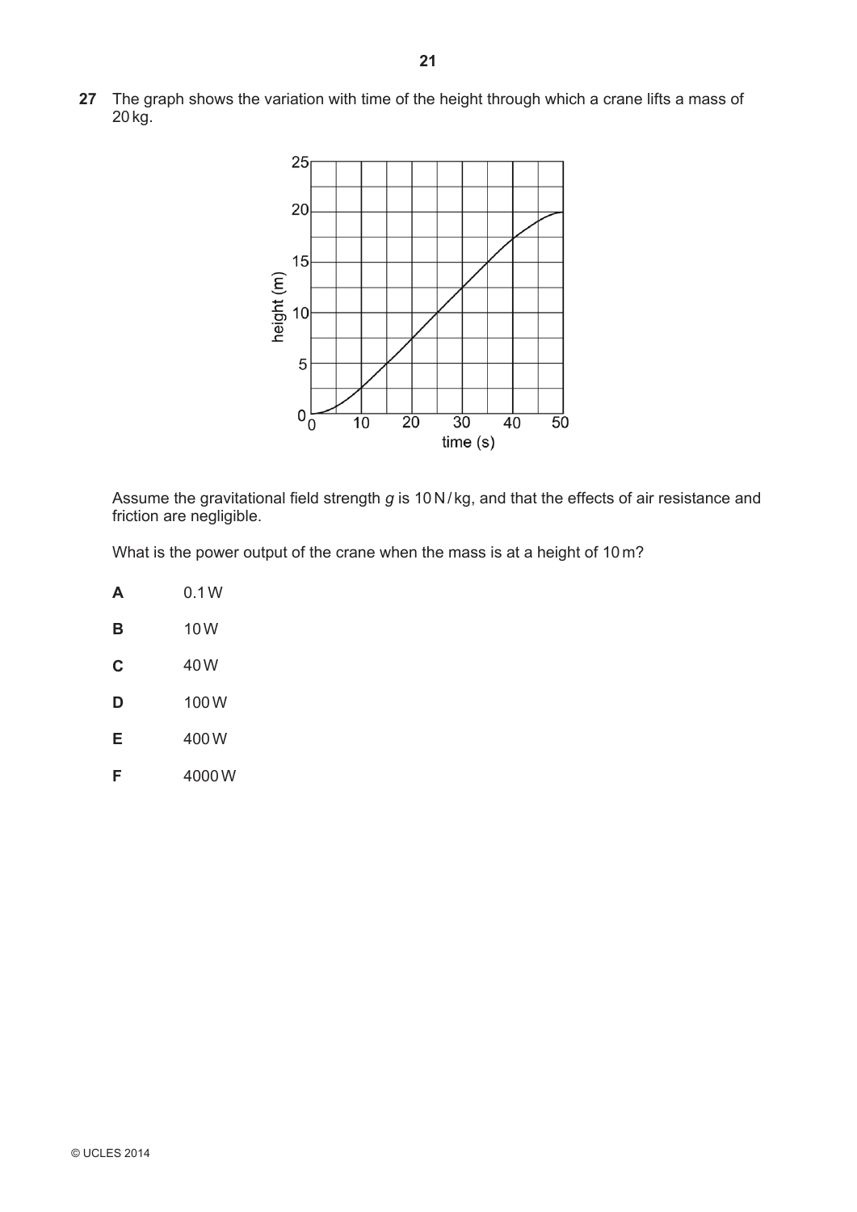**27** The graph shows the variation with time of the height through which a crane lifts a mass of 20 kg.

Assume the gravitational field strength $g$ is 10 N / kg, and that the effects of air resistance and friction are negligible.

What is the power output of the crane when the mass is at a height of 10 m?

**A** 0.1 W

**B** 10 W

**C** 40 W

**D** 100 W

**E** 400 W

**F** 4000 W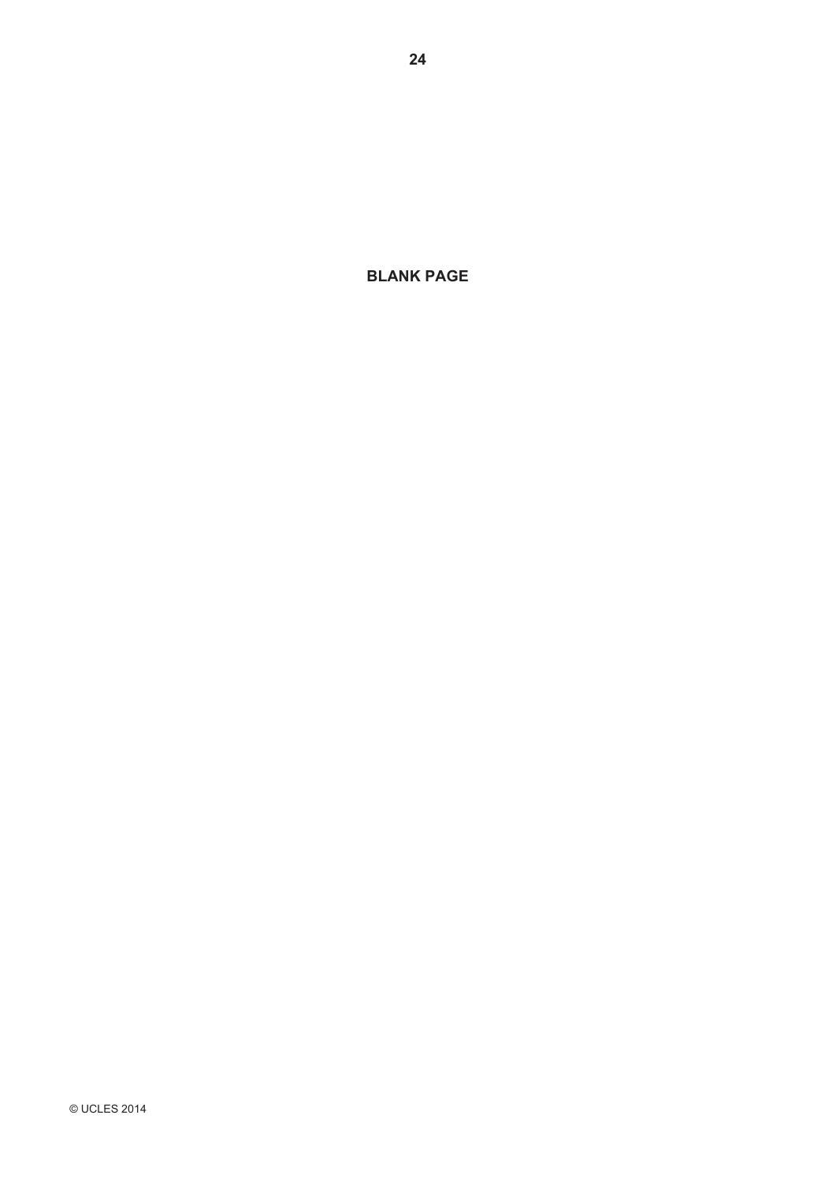**BLANK PAGE**

© UCLES 2014